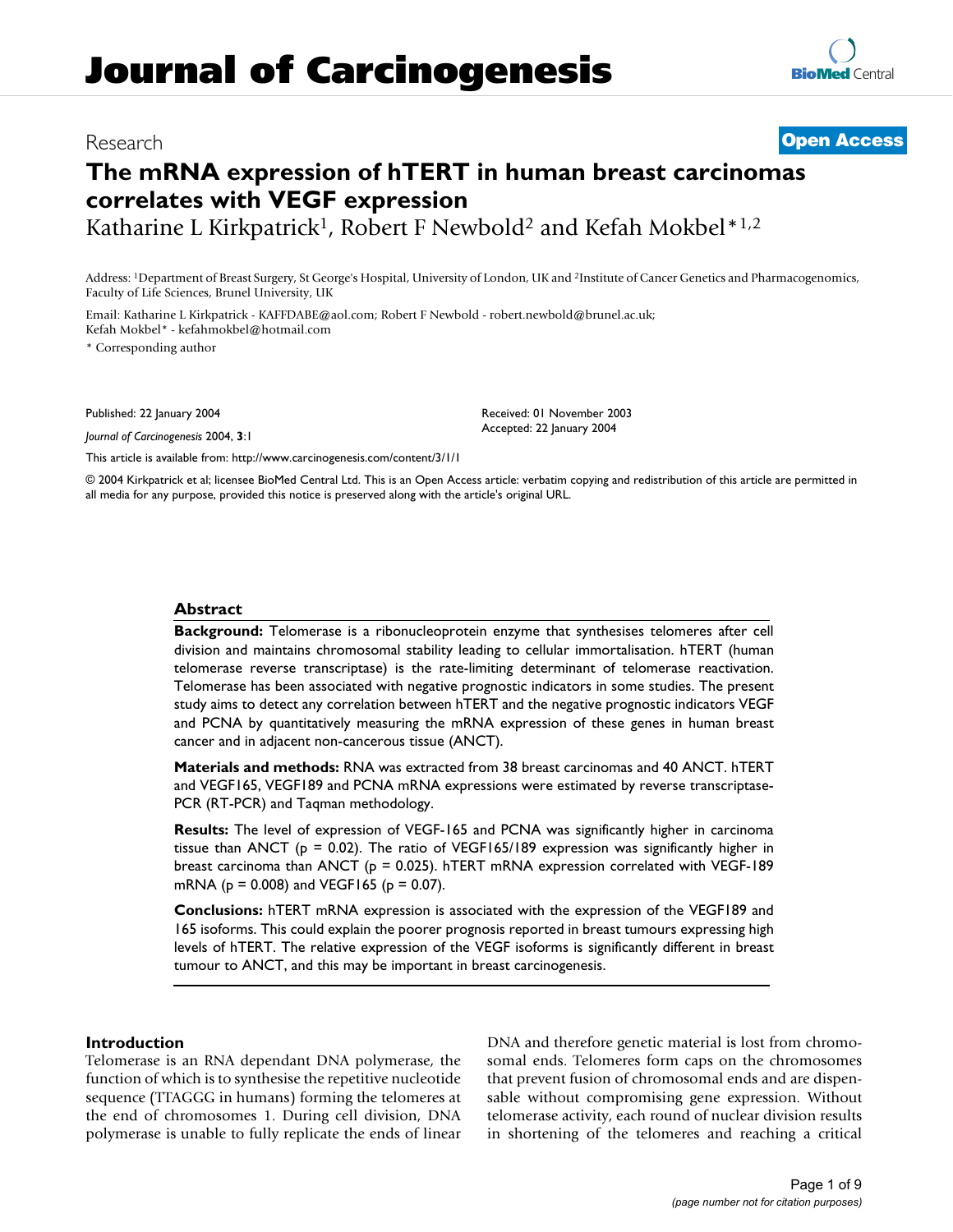# Journal of Carcinogenesis

Research | **Open Access**

## The mRNA expression of hTERT in human breast carcinomas correlates with VEGF expression

Katharine L Kirkpatrick[1], Robert F Newbold[2] and Kefah Mokbel*[1,2]

Address: [1]Department of Breast Surgery, St George's Hospital, University of London, UK and [2]Institute of Cancer Genetics and Pharmacogenomics, Faculty of Life Sciences, Brunel University, UK

Email: Katharine L Kirkpatrick - KAFFDABE@aol.com; Robert F Newbold - robert.newbold@brunel.ac.uk; Kefah Mokbel* - kefahmokbel@hotmail.com

* Corresponding author

Published: 22 January 2004

*Journal of Carcinogenesis* 2004, **3**:1

Received: 01 November 2003
Accepted: 22 January 2004

This article is available from: http://www.carcinogenesis.com/content/3/1/1

© 2004 Kirkpatrick et al; licensee BioMed Central Ltd. This is an Open Access article: verbatim copying and redistribution of this article are permitted in all media for any purpose, provided this notice is preserved along with the article's original URL.

### Abstract

**Background:** Telomerase is a ribonucleoprotein enzyme that synthesises telomeres after cell division and maintains chromosomal stability leading to cellular immortalisation. hTERT (human telomerase reverse transcriptase) is the rate-limiting determinant of telomerase reactivation. Telomerase has been associated with negative prognostic indicators in some studies. The present study aims to detect any correlation between hTERT and the negative prognostic indicators VEGF and PCNA by quantitatively measuring the mRNA expression of these genes in human breast cancer and in adjacent non-cancerous tissue (ANCT).

**Materials and methods:** RNA was extracted from 38 breast carcinomas and 40 ANCT. hTERT and VEGF165, VEGF189 and PCNA mRNA expressions were estimated by reverse transcriptase-PCR (RT-PCR) and Taqman methodology.

**Results:** The level of expression of VEGF-165 and PCNA was significantly higher in carcinoma tissue than ANCT ($p = 0.02$). The ratio of VEGF165/189 expression was significantly higher in breast carcinoma than ANCT ($p = 0.025$). hTERT mRNA expression correlated with VEGF-189 mRNA ($p = 0.008$) and VEGF165 ($p = 0.07$).

**Conclusions:** hTERT mRNA expression is associated with the expression of the VEGF189 and 165 isoforms. This could explain the poorer prognosis reported in breast tumours expressing high levels of hTERT. The relative expression of the VEGF isoforms is significantly different in breast tumour to ANCT, and this may be important in breast carcinogenesis.

### Introduction

Telomerase is an RNA dependant DNA polymerase, the function of which is to synthesise the repetitive nucleotide sequence (TTAGGG in humans) forming the telomeres at the end of chromosomes 1. During cell division, DNA polymerase is unable to fully replicate the ends of linear DNA and therefore genetic material is lost from chromosomal ends. Telomeres form caps on the chromosomes that prevent fusion of chromosomal ends and are dispensable without compromising gene expression. Without telomerase activity, each round of nuclear division results in shortening of the telomeres and reaching a critical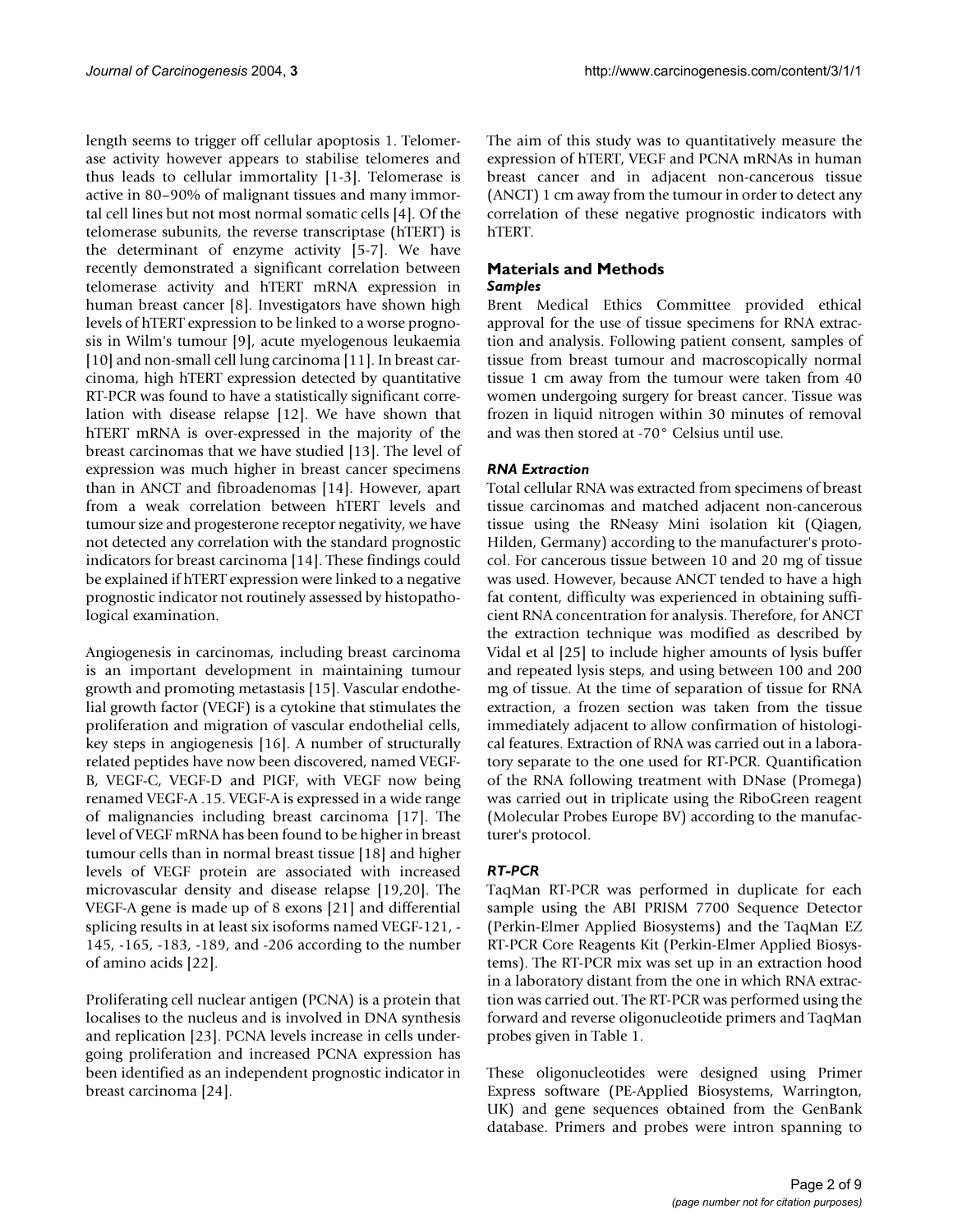length seems to trigger off cellular apoptosis 1. Telomerase activity however appears to stabilise telomeres and thus leads to cellular immortality [1-3]. Telomerase is active in 80–90% of malignant tissues and many immortal cell lines but not most normal somatic cells [4]. Of the telomerase subunits, the reverse transcriptase (hTERT) is the determinant of enzyme activity [5-7]. We have recently demonstrated a significant correlation between telomerase activity and hTERT mRNA expression in human breast cancer [8]. Investigators have shown high levels of hTERT expression to be linked to a worse prognosis in Wilm's tumour [9], acute myelogenous leukaemia [10] and non-small cell lung carcinoma [11]. In breast carcinoma, high hTERT expression detected by quantitative RT-PCR was found to have a statistically significant correlation with disease relapse [12]. We have shown that hTERT mRNA is over-expressed in the majority of the breast carcinomas that we have studied [13]. The level of expression was much higher in breast cancer specimens than in ANCT and fibroadenomas [14]. However, apart from a weak correlation between hTERT levels and tumour size and progesterone receptor negativity, we have not detected any correlation with the standard prognostic indicators for breast carcinoma [14]. These findings could be explained if hTERT expression were linked to a negative prognostic indicator not routinely assessed by histopathological examination.

Angiogenesis in carcinomas, including breast carcinoma is an important development in maintaining tumour growth and promoting metastasis [15]. Vascular endothelial growth factor (VEGF) is a cytokine that stimulates the proliferation and migration of vascular endothelial cells, key steps in angiogenesis [16]. A number of structurally related peptides have now been discovered, named VEGF-B, VEGF-C, VEGF-D and PlGF, with VEGF now being renamed VEGF-A .15. VEGF-A is expressed in a wide range of malignancies including breast carcinoma [17]. The level of VEGF mRNA has been found to be higher in breast tumour cells than in normal breast tissue [18] and higher levels of VEGF protein are associated with increased microvascular density and disease relapse [19,20]. The VEGF-A gene is made up of 8 exons [21] and differential splicing results in at least six isoforms named VEGF-121, -145, -165, -183, -189, and -206 according to the number of amino acids [22].

Proliferating cell nuclear antigen (PCNA) is a protein that localises to the nucleus and is involved in DNA synthesis and replication [23]. PCNA levels increase in cells undergoing proliferation and increased PCNA expression has been identified as an independent prognostic indicator in breast carcinoma [24].

The aim of this study was to quantitatively measure the expression of hTERT, VEGF and PCNA mRNAs in human breast cancer and in adjacent non-cancerous tissue (ANCT) 1 cm away from the tumour in order to detect any correlation of these negative prognostic indicators with hTERT.

## Materials and Methods

### *Samples*

Brent Medical Ethics Committee provided ethical approval for the use of tissue specimens for RNA extraction and analysis. Following patient consent, samples of tissue from breast tumour and macroscopically normal tissue 1 cm away from the tumour were taken from 40 women undergoing surgery for breast cancer. Tissue was frozen in liquid nitrogen within 30 minutes of removal and was then stored at -70° Celsius until use.

### *RNA Extraction*

Total cellular RNA was extracted from specimens of breast tissue carcinomas and matched adjacent non-cancerous tissue using the RNeasy Mini isolation kit (Qiagen, Hilden, Germany) according to the manufacturer's protocol. For cancerous tissue between 10 and 20 mg of tissue was used. However, because ANCT tended to have a high fat content, difficulty was experienced in obtaining sufficient RNA concentration for analysis. Therefore, for ANCT the extraction technique was modified as described by Vidal et al [25] to include higher amounts of lysis buffer and repeated lysis steps, and using between 100 and 200 mg of tissue. At the time of separation of tissue for RNA extraction, a frozen section was taken from the tissue immediately adjacent to allow confirmation of histological features. Extraction of RNA was carried out in a laboratory separate to the one used for RT-PCR. Quantification of the RNA following treatment with DNase (Promega) was carried out in triplicate using the RiboGreen reagent (Molecular Probes Europe BV) according to the manufacturer's protocol.

### *RT-PCR*

TaqMan RT-PCR was performed in duplicate for each sample using the ABI PRISM 7700 Sequence Detector (Perkin-Elmer Applied Biosystems) and the TaqMan EZ RT-PCR Core Reagents Kit (Perkin-Elmer Applied Biosystems). The RT-PCR mix was set up in an extraction hood in a laboratory distant from the one in which RNA extraction was carried out. The RT-PCR was performed using the forward and reverse oligonucleotide primers and TaqMan probes given in Table 1.

These oligonucleotides were designed using Primer Express software (PE-Applied Biosystems, Warrington, UK) and gene sequences obtained from the GenBank database. Primers and probes were intron spanning to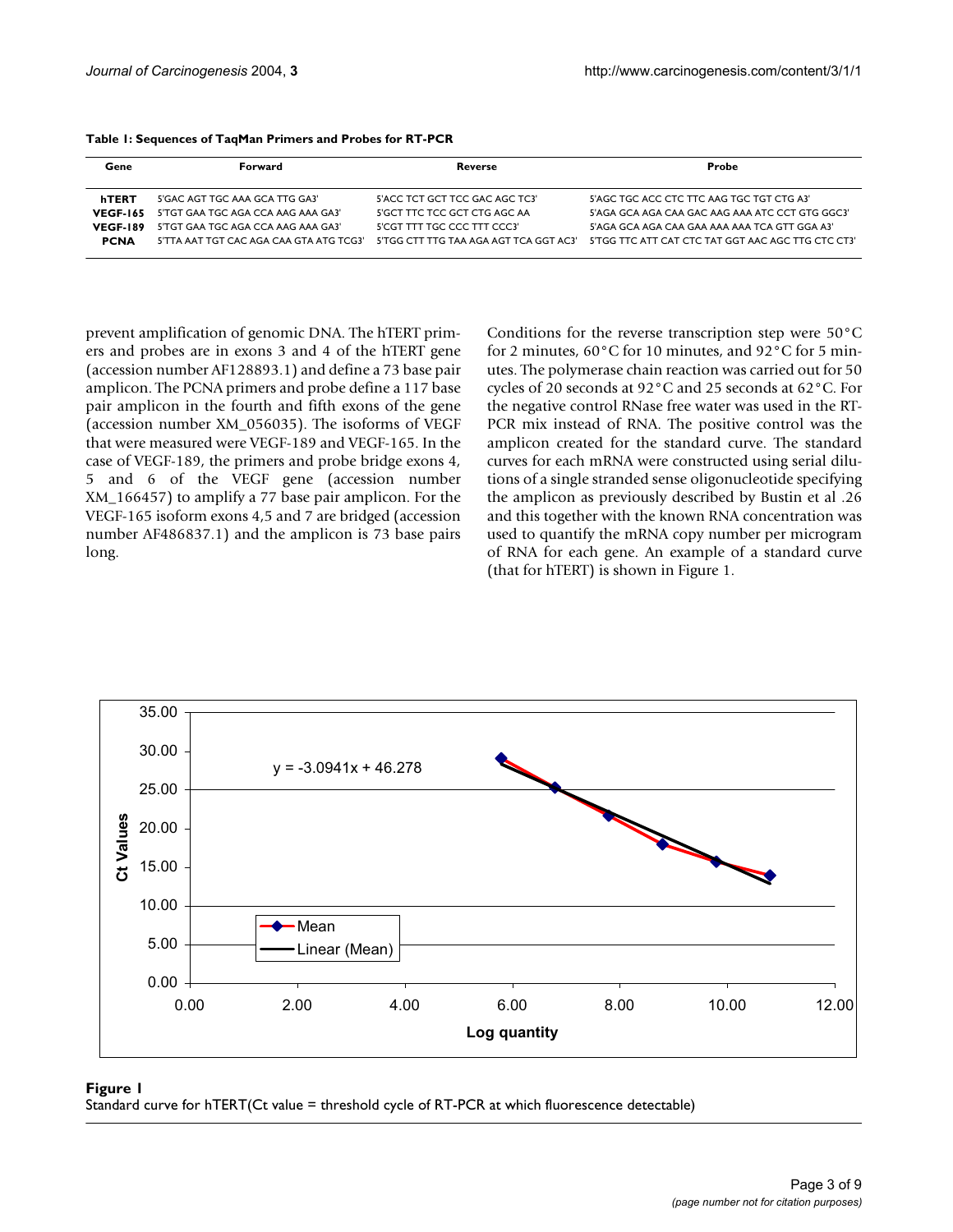**Table 1: Sequences of TaqMan Primers and Probes for RT-PCR**

| Gene | Forward | Reverse | Probe |
|---|---|---|---|
| **hTERT** | 5'GAC AGT TGC AAA GCA TTG GA3' | 5'ACC TCT GCT TCC GAC AGC TC3' | 5'AGC TGC ACC CTC TTC AAG TGC TGT CTG A3' |
| **VEGF-165** | 5'TGT GAA TGC AGA CCA AAG AAA GA3' | 5'GCT TTC TCC GCT CTG AGC AA | 5'AGA GCA AGA CAA GAC AAG AAA ATC CCT GTG GGC3' |
| **VEGF-189** | 5'TGT GAA TGC AGA CCA AAG AAA GA3' | 5'CGT TTT TGC CCC TTT CCC3' | 5'AGA GCA AGA CAA GAA AAA AAA TCA GTT GGA A3' |
| **PCNA** | 5'TTA AAT TGT CAC AGA CAA GTA ATG TCG3' | 5'TGG CTT TTG TAA AGA AGT TCA GGT AC3' | 5'TGG TTC ATT CAT CTC TAT GGT AAC AGC TTG CTC CT3' |

prevent amplification of genomic DNA. The hTERT primers and probes are in exons 3 and 4 of the hTERT gene (accession number AF128893.1) and define a 73 base pair amplicon. The PCNA primers and probe define a 117 base pair amplicon in the fourth and fifth exons of the gene (accession number XM_056035). The isoforms of VEGF that were measured were VEGF-189 and VEGF-165. In the case of VEGF-189, the primers and probe bridge exons 4, 5 and 6 of the VEGF gene (accession number XM_166457) to amplify a 77 base pair amplicon. For the VEGF-165 isoform exons 4,5 and 7 are bridged (accession number AF486837.1) and the amplicon is 73 base pairs long.

Conditions for the reverse transcription step were 50°C for 2 minutes, 60°C for 10 minutes, and 92°C for 5 minutes. The polymerase chain reaction was carried out for 50 cycles of 20 seconds at 92°C and 25 seconds at 62°C. For the negative control RNase free water was used in the RT-PCR mix instead of RNA. The positive control was the amplicon created for the standard curve. The standard curves for each mRNA were constructed using serial dilutions of a single stranded sense oligonucleotide specifying the amplicon as previously described by Bustin et al .26 and this together with the known RNA concentration was used to quantify the mRNA copy number per microgram of RNA for each gene. An example of a standard curve (that for hTERT) is shown in Figure 1.

**Figure 1**
Standard curve for hTERT(Ct value = threshold cycle of RT-PCR at which fluorescence detectable)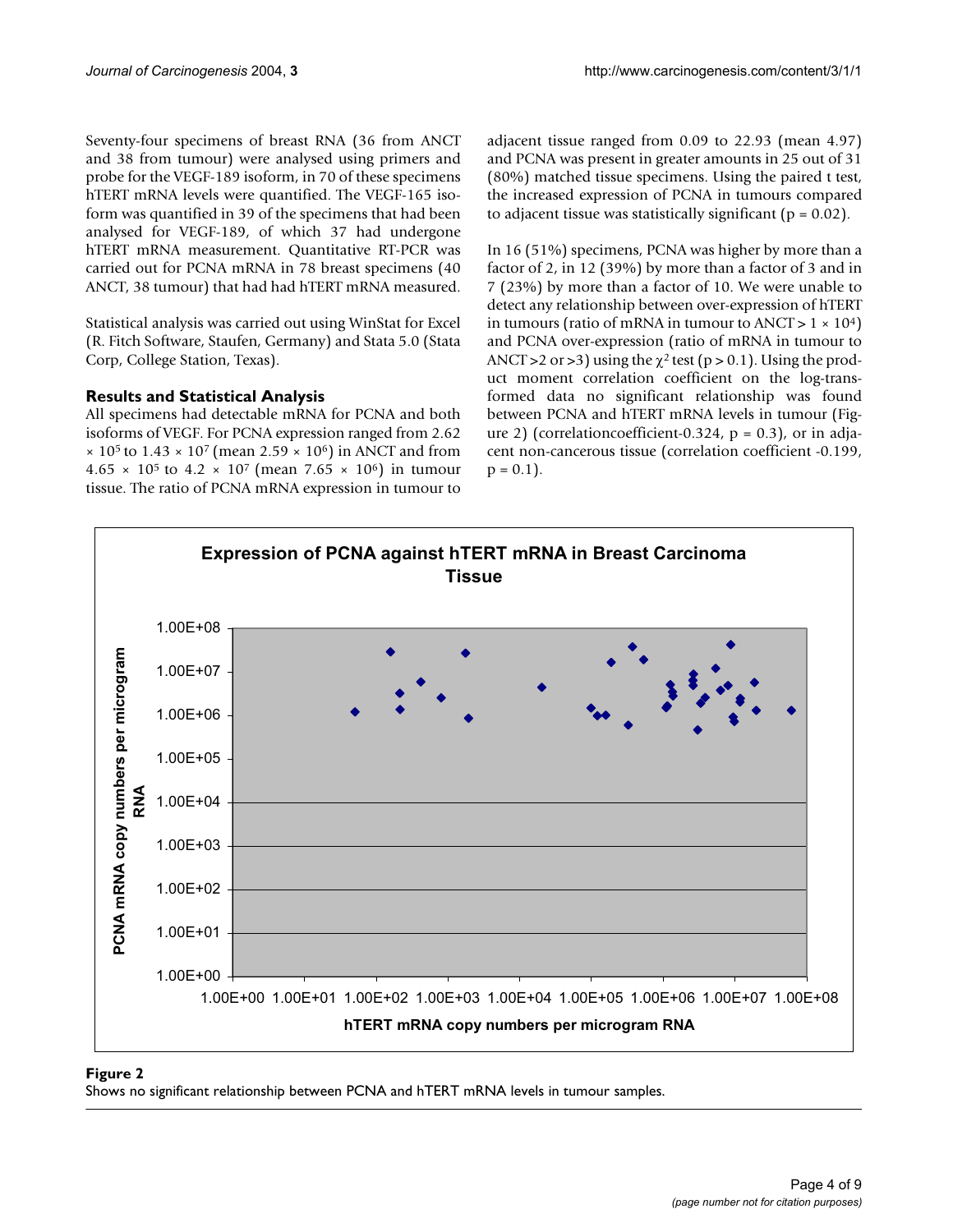Seventy-four specimens of breast RNA (36 from ANCT and 38 from tumour) were analysed using primers and probe for the VEGF-189 isoform, in 70 of these specimens hTERT mRNA levels were quantified. The VEGF-165 isoform was quantified in 39 of the specimens that had been analysed for VEGF-189, of which 37 had undergone hTERT mRNA measurement. Quantitative RT-PCR was carried out for PCNA mRNA in 78 breast specimens (40 ANCT, 38 tumour) that had had hTERT mRNA measured.

Statistical analysis was carried out using WinStat for Excel (R. Fitch Software, Staufen, Germany) and Stata 5.0 (Stata Corp, College Station, Texas).

### Results and Statistical Analysis

All specimens had detectable mRNA for PCNA and both isoforms of VEGF. For PCNA expression ranged from $2.62 \times 10^5$ to $1.43 \times 10^7$ (mean $2.59 \times 10^6$) in ANCT and from $4.65 \times 10^5$ to $4.2 \times 10^7$ (mean $7.65 \times 10^6$) in tumour tissue. The ratio of PCNA mRNA expression in tumour to adjacent tissue ranged from 0.09 to 22.93 (mean 4.97) and PCNA was present in greater amounts in 25 out of 31 (80%) matched tissue specimens. Using the paired t test, the increased expression of PCNA in tumours compared to adjacent tissue was statistically significant ($p = 0.02$).

In 16 (51%) specimens, PCNA was higher by more than a factor of 2, in 12 (39%) by more than a factor of 3 and in 7 (23%) by more than a factor of 10. We were unable to detect any relationship between over-expression of hTERT in tumours (ratio of mRNA in tumour to ANCT $> 1 \times 10^4$) and PCNA over-expression (ratio of mRNA in tumour to ANCT >2 or >3) using the $\chi^2$ test ($p > 0.1$). Using the product moment correlation coefficient on the log-transformed data no significant relationship was found between PCNA and hTERT mRNA levels in tumour (Figure 2) (correlationcoefficient-0.324, $p = 0.3$), or in adjacent non-cancerous tissue (correlation coefficient -0.199, $p = 0.1$).

**Figure 2**
Shows no significant relationship between PCNA and hTERT mRNA levels in tumour samples.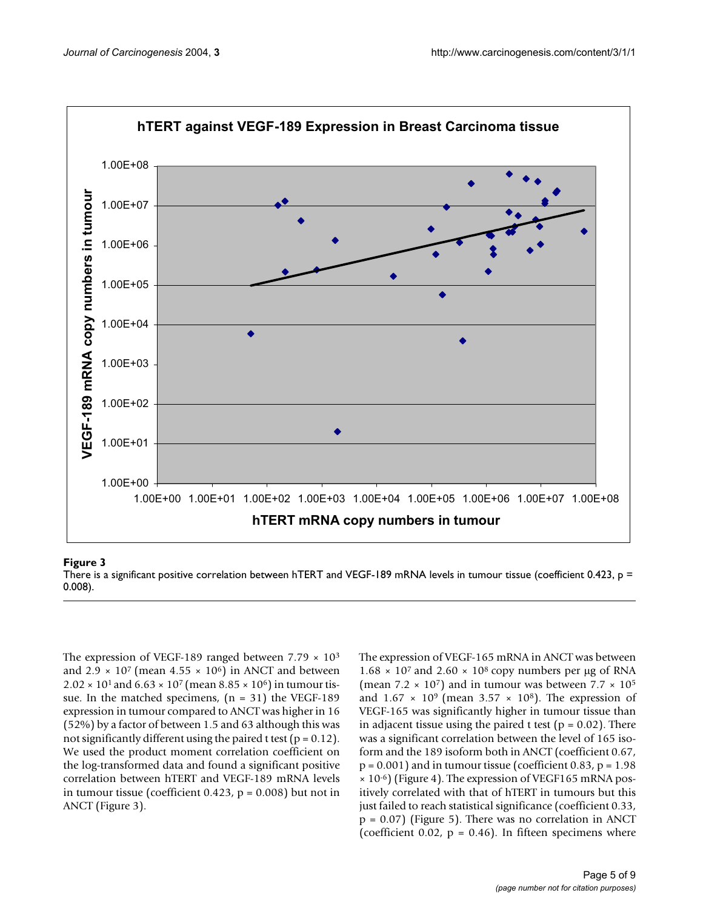**Figure 3**
There is a significant positive correlation between hTERT and VEGF-189 mRNA levels in tumour tissue (coefficient 0.423, p = 0.008).

The expression of VEGF-189 ranged between $7.79 \times 10^3$ and $2.9 \times 10^7$ (mean $4.55 \times 10^6$) in ANCT and between $2.02 \times 10^1$ and $6.63 \times 10^7$ (mean $8.85 \times 10^6$) in tumour tissue. In the matched specimens, (n = 31) the VEGF-189 expression in tumour compared to ANCT was higher in 16 (52%) by a factor of between 1.5 and 63 although this was not significantly different using the paired t test ($p = 0.12$). We used the product moment correlation coefficient on the log-transformed data and found a significant positive correlation between hTERT and VEGF-189 mRNA levels in tumour tissue (coefficient 0.423, $p = 0.008$) but not in ANCT (Figure 3).

The expression of VEGF-165 mRNA in ANCT was between $1.68 \times 10^7$ and $2.60 \times 10^8$ copy numbers per µg of RNA (mean $7.2 \times 10^7$) and in tumour was between $7.7 \times 10^5$ and $1.67 \times 10^9$ (mean $3.57 \times 10^8$). The expression of VEGF-165 was significantly higher in tumour tissue than in adjacent tissue using the paired t test ($p = 0.02$). There was a significant correlation between the level of 165 isoform and the 189 isoform both in ANCT (coefficient 0.67, $p = 0.001$) and in tumour tissue (coefficient 0.83, $p = 1.98 \times 10^{-6}$) (Figure 4). The expression of VEGF165 mRNA positively correlated with that of hTERT in tumours but this just failed to reach statistical significance (coefficient 0.33, $p = 0.07$) (Figure 5). There was no correlation in ANCT (coefficient 0.02, $p = 0.46$). In fifteen specimens where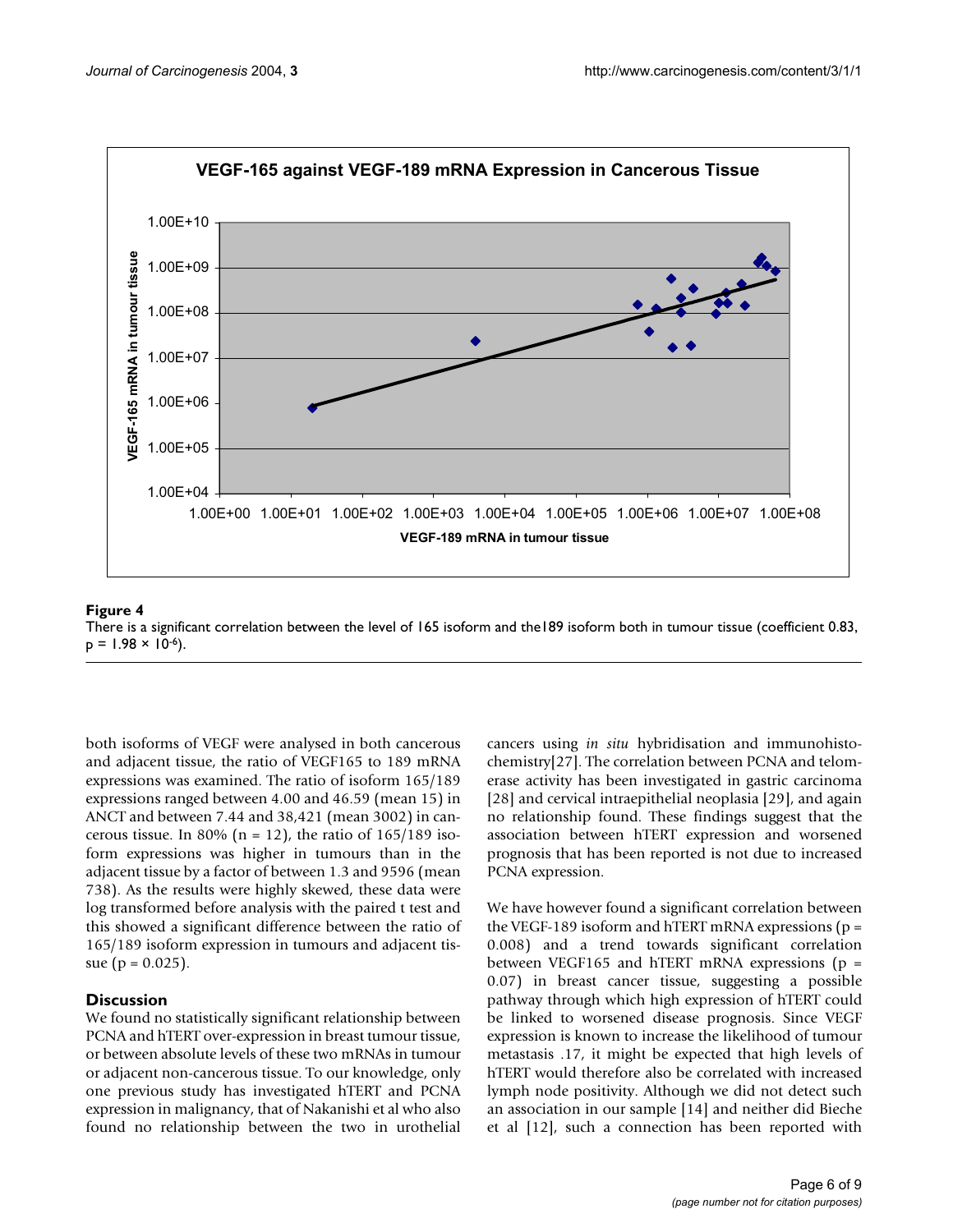**Figure 4**

There is a significant correlation between the level of 165 isoform and the189 isoform both in tumour tissue (coefficient 0.83, $p = 1.98 \times 10^{-6}$).

both isoforms of VEGF were analysed in both cancerous and adjacent tissue, the ratio of VEGF165 to 189 mRNA expressions was examined. The ratio of isoform 165/189 expressions ranged between 4.00 and 46.59 (mean 15) in ANCT and between 7.44 and 38,421 (mean 3002) in cancerous tissue. In 80% (n = 12), the ratio of 165/189 isoform expressions was higher in tumours than in the adjacent tissue by a factor of between 1.3 and 9596 (mean 738). As the results were highly skewed, these data were log transformed before analysis with the paired t test and this showed a significant difference between the ratio of 165/189 isoform expression in tumours and adjacent tissue (p = 0.025).

## Discussion

We found no statistically significant relationship between PCNA and hTERT over-expression in breast tumour tissue, or between absolute levels of these two mRNAs in tumour or adjacent non-cancerous tissue. To our knowledge, only one previous study has investigated hTERT and PCNA expression in malignancy, that of Nakanishi et al who also found no relationship between the two in urothelial cancers using *in situ* hybridisation and immunohistochemistry[27]. The correlation between PCNA and telomerase activity has been investigated in gastric carcinoma [28] and cervical intraepithelial neoplasia [29], and again no relationship found. These findings suggest that the association between hTERT expression and worsened prognosis that has been reported is not due to increased PCNA expression.

We have however found a significant correlation between the VEGF-189 isoform and hTERT mRNA expressions (p = 0.008) and a trend towards significant correlation between VEGF165 and hTERT mRNA expressions (p = 0.07) in breast cancer tissue, suggesting a possible pathway through which high expression of hTERT could be linked to worsened disease prognosis. Since VEGF expression is known to increase the likelihood of tumour metastasis .17, it might be expected that high levels of hTERT would therefore also be correlated with increased lymph node positivity. Although we did not detect such an association in our sample [14] and neither did Bieche et al [12], such a connection has been reported with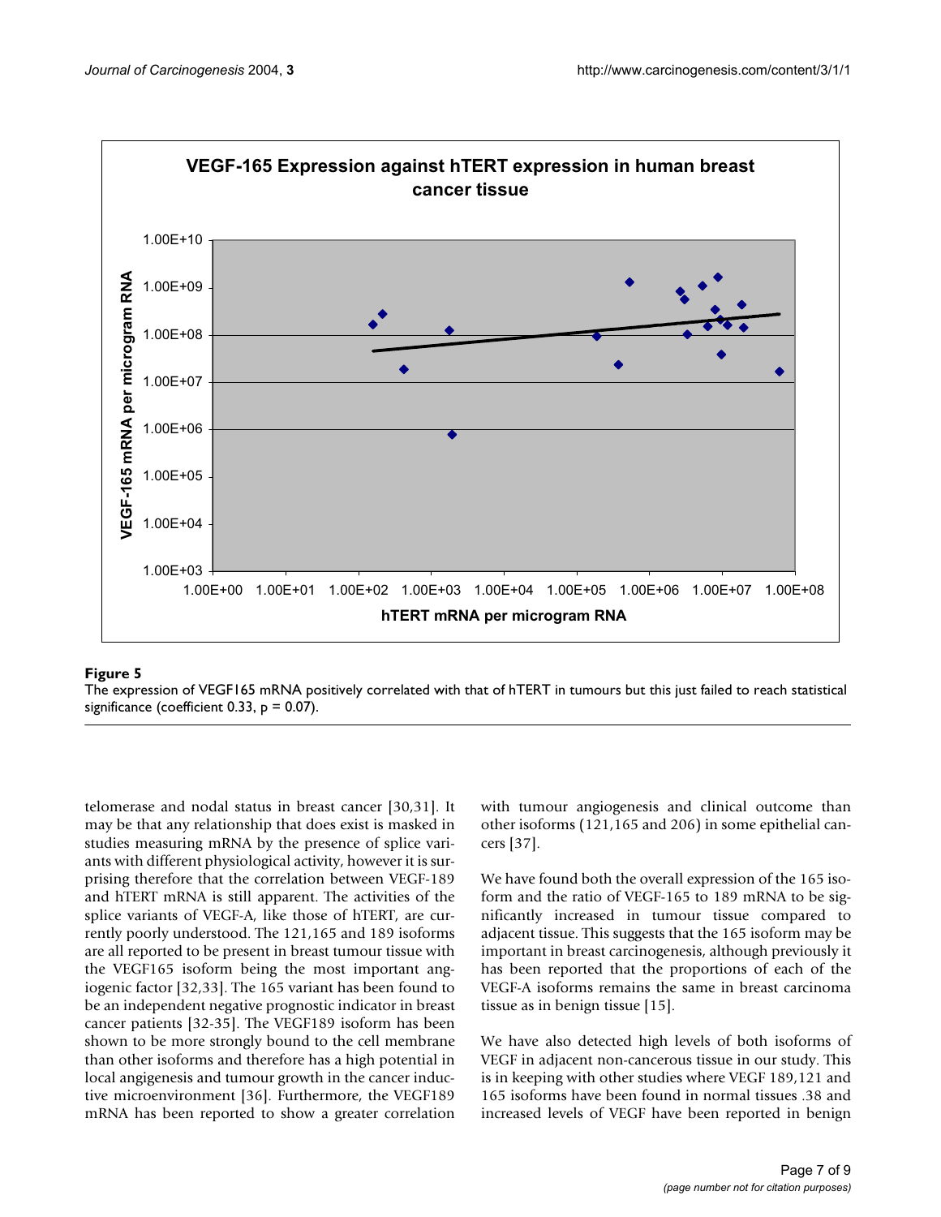**Figure 5**

The expression of VEGF165 mRNA positively correlated with that of hTERT in tumours but this just failed to reach statistical significance (coefficient 0.33, $p = 0.07$).

telomerase and nodal status in breast cancer [30,31]. It may be that any relationship that does exist is masked in studies measuring mRNA by the presence of splice variants with different physiological activity, however it is surprising therefore that the correlation between VEGF-189 and hTERT mRNA is still apparent. The activities of the splice variants of VEGF-A, like those of hTERT, are currently poorly understood. The 121,165 and 189 isoforms are all reported to be present in breast tumour tissue with the VEGF165 isoform being the most important angiogenic factor [32,33]. The 165 variant has been found to be an independent negative prognostic indicator in breast cancer patients [32-35]. The VEGF189 isoform has been shown to be more strongly bound to the cell membrane than other isoforms and therefore has a high potential in local angigenesis and tumour growth in the cancer inductive microenvironment [36]. Furthermore, the VEGF189 mRNA has been reported to show a greater correlation with tumour angiogenesis and clinical outcome than other isoforms (121,165 and 206) in some epithelial cancers [37].

We have found both the overall expression of the 165 isoform and the ratio of VEGF-165 to 189 mRNA to be significantly increased in tumour tissue compared to adjacent tissue. This suggests that the 165 isoform may be important in breast carcinogenesis, although previously it has been reported that the proportions of each of the VEGF-A isoforms remains the same in breast carcinoma tissue as in benign tissue [15].

We have also detected high levels of both isoforms of VEGF in adjacent non-cancerous tissue in our study. This is in keeping with other studies where VEGF 189,121 and 165 isoforms have been found in normal tissues .38 and increased levels of VEGF have been reported in benign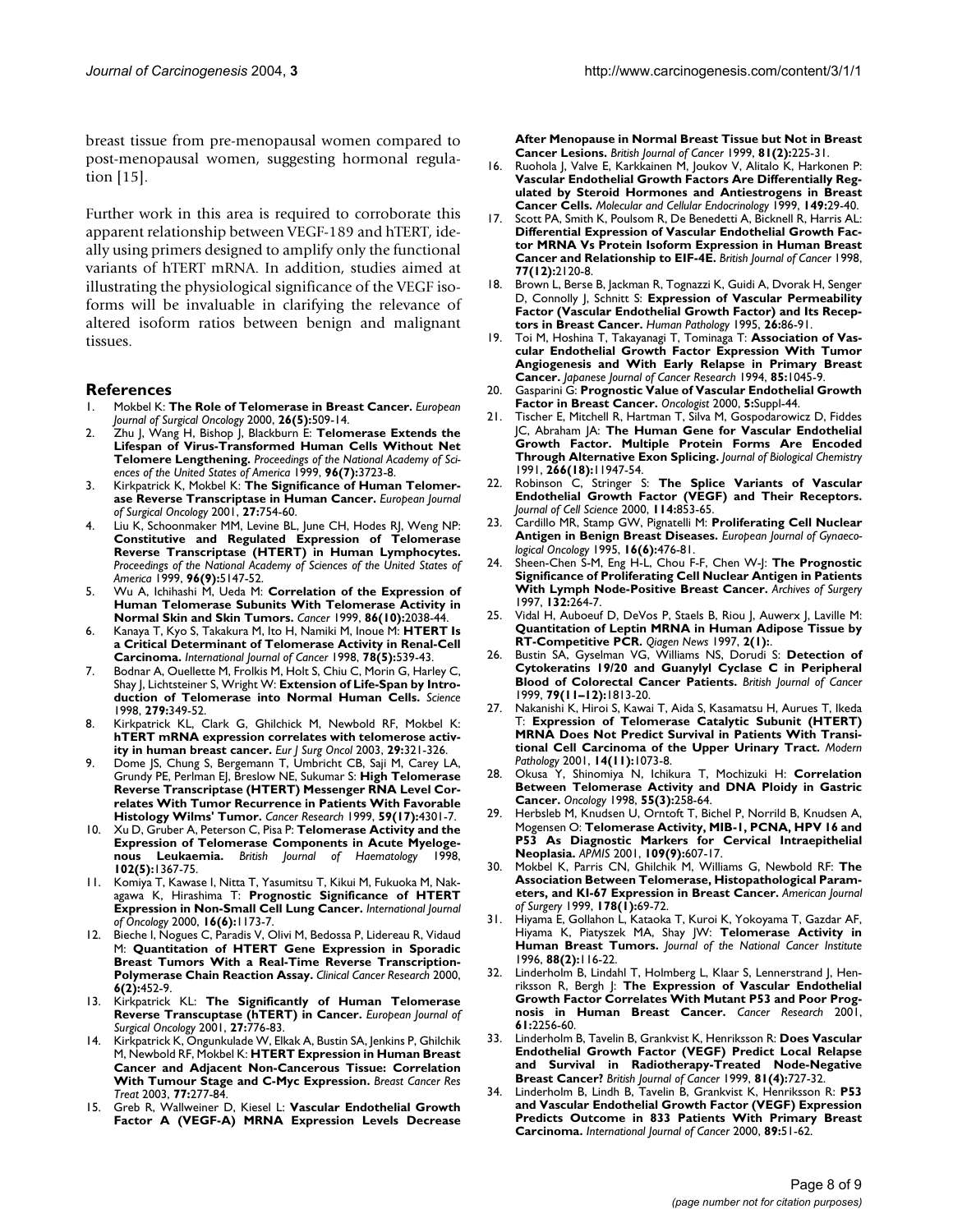breast tissue from pre-menopausal women compared to post-menopausal women, suggesting hormonal regulation [15].

Further work in this area is required to corroborate this apparent relationship between VEGF-189 and hTERT, ideally using primers designed to amplify only the functional variants of hTERT mRNA. In addition, studies aimed at illustrating the physiological significance of the VEGF isoforms will be invaluable in clarifying the relevance of altered isoform ratios between benign and malignant tissues.

## References

1. Mokbel K: **The Role of Telomerase in Breast Cancer.** *European Journal of Surgical Oncology* 2000, **26(5):**509-14.
2. Zhu J, Wang H, Bishop J, Blackburn E: **Telomerase Extends the Lifespan of Virus-Transformed Human Cells Without Net Telomere Lengthening.** *Proceedings of the National Academy of Sciences of the United States of America* 1999, **96(7):**3723-8.
3. Kirkpatrick K, Mokbel K: **The Significance of Human Telomerase Reverse Transcriptase in Human Cancer.** *European Journal of Surgical Oncology* 2001, **27:**754-60.
4. Liu K, Schoonmaker MM, Levine BL, June CH, Hodes RJ, Weng NP: **Constitutive and Regulated Expression of Telomerase Reverse Transcriptase (HTERT) in Human Lymphocytes.** *Proceedings of the National Academy of Sciences of the United States of America* 1999, **96(9):**5147-52.
5. Wu A, Ichihashi M, Ueda M: **Correlation of the Expression of Human Telomerase Subunits With Telomerase Activity in Normal Skin and Skin Tumors.** *Cancer* 1999, **86(10):**2038-44.
6. Kanaya T, Kyo S, Takakura M, Ito H, Namiki M, Inoue M: **HTERT Is a Critical Determinant of Telomerase Activity in Renal-Cell Carcinoma.** *International Journal of Cancer* 1998, **78(5):**539-43.
7. Bodnar A, Ouellette M, Frolkis M, Holt S, Chiu C, Morin G, Harley C, Shay J, Lichtsteiner S, Wright W: **Extension of Life-Span by Introduction of Telomerase into Normal Human Cells.** *Science* 1998, **279:**349-52.
8. Kirkpatrick KL, Clark G, Ghilchick M, Newbold RF, Mokbel K: **hTERT mRNA expression correlates with telomerase activity in human breast cancer.** *Eur J Surg Oncol* 2003, **29:**321-326.
9. Dome JS, Chung S, Bergemann T, Umbricht CB, Saji M, Carey LA, Grundy PE, Perlman EJ, Breslow NE, Sukumar S: **High Telomerase Reverse Transcriptase (HTERT) Messenger RNA Level Correlates With Tumor Recurrence in Patients With Favorable Histology Wilms' Tumor.** *Cancer Research* 1999, **59(17):**4301-7.
10. Xu D, Gruber A, Peterson C, Pisa P: **Telomerase Activity and the Expression of Telomerase Components in Acute Myelogenous Leukaemia.** *British Journal of Haematology* 1998, **102(5):**1367-75.
11. Komiya T, Kawase I, Nitta T, Yasumitsu T, Kikui M, Fukuoka M, Nakagawa K, Hirashima T: **Prognostic Significance of HTERT Expression in Non-Small Cell Lung Cancer.** *International Journal of Oncology* 2000, **16(6):**1173-7.
12. Bieche I, Nogues C, Paradis V, Olivi M, Bedossa P, Lidereau R, Vidaud M: **Quantitation of HTERT Gene Expression in Sporadic Breast Tumors With a Real-Time Reverse Transcription-Polymerase Chain Reaction Assay.** *Clinical Cancer Research* 2000, **6(2):**452-9.
13. Kirkpatrick KL: **The Significantly of Human Telomerase Reverse Transcuptase (hTERT) in Cancer.** *European Journal of Surgical Oncology* 2001, **27:**776-83.
14. Kirkpatrick K, Ongunkulade W, Elkak A, Bustin SA, Jenkins P, Ghilchik M, Newbold RF, Mokbel K: **HTERT Expression in Human Breast Cancer and Adjacent Non-Cancerous Tissue: Correlation With Tumour Stage and C-Myc Expression.** *Breast Cancer Res Treat* 2003, **77:**277-84.
15. Greb R, Wallweiner D, Kiesel L: **Vascular Endothelial Growth Factor A (VEGF-A) MRNA Expression Levels Decrease After Menopause in Normal Breast Tissue but Not in Breast Cancer Lesions.** *British Journal of Cancer* 1999, **81(2):**225-31.
16. Ruohola J, Valve E, Karkkainen M, Joukov V, Alitalo K, Harkonen P: **Vascular Endothelial Growth Factors Are Differentially Regulated by Steroid Hormones and Antiestrogens in Breast Cancer Cells.** *Molecular and Cellular Endocrinology* 1999, **149:**29-40.
17. Scott PA, Smith K, Poulsom R, De Benedetti A, Bicknell R, Harris AL: **Differential Expression of Vascular Endothelial Growth Factor MRNA Vs Protein Isoform Expression in Human Breast Cancer and Relationship to EIF-4E.** *British Journal of Cancer* 1998, **77(12):**2120-8.
18. Brown L, Berse B, Jackman R, Tognazzi K, Guidi A, Dvorak H, Senger D, Connolly J, Schnitt S: **Expression of Vascular Permeability Factor (Vascular Endothelial Growth Factor) and Its Receptors in Breast Cancer.** *Human Pathology* 1995, **26:**86-91.
19. Toi M, Hoshina T, Takayanagi T, Tominaga T: **Association of Vascular Endothelial Growth Factor Expression With Tumor Angiogenesis and With Early Relapse in Primary Breast Cancer.** *Japanese Journal of Cancer Research* 1994, **85:**1045-9.
20. Gasparini G: **Prognostic Value of Vascular Endothelial Growth Factor in Breast Cancer.** *Oncologist* 2000, **5:**Suppl-44.
21. Tischer E, Mitchell R, Hartman T, Silva M, Gospodarowicz D, Fiddes JC, Abraham JA: **The Human Gene for Vascular Endothelial Growth Factor. Multiple Protein Forms Are Encoded Through Alternative Exon Splicing.** *Journal of Biological Chemistry* 1991, **266(18):**11947-54.
22. Robinson C, Stringer S: **The Splice Variants of Vascular Endothelial Growth Factor (VEGF) and Their Receptors.** *Journal of Cell Science* 2000, **114:**853-65.
23. Cardillo MR, Stamp GW, Pignatelli M: **Proliferating Cell Nuclear Antigen in Benign Breast Diseases.** *European Journal of Gynaecological Oncology* 1995, **16(6):**476-81.
24. Sheen-Chen S-M, Eng H-L, Chou F-F, Chen W-J: **The Prognostic Significance of Proliferating Cell Nuclear Antigen in Patients With Lymph Node-Positive Breast Cancer.** *Archives of Surgery* 1997, **132:**264-7.
25. Vidal H, Auboeuf D, DeVos P, Staels B, Riou J, Auwerx J, Laville M: **Quantitation of Leptin MRNA in Human Adipose Tissue by RT-Competitive PCR.** *Qiagen News* 1997, **2(1):**.
26. Bustin SA, Gyselman VG, Williams NS, Dorudi S: **Detection of Cytokeratins 19/20 and Guanylyl Cyclase C in Peripheral Blood of Colorectal Cancer Patients.** *British Journal of Cancer* 1999, **79(11–12):**1813-20.
27. Nakanishi K, Hiroi S, Kawai T, Aida S, Kasamatsu H, Aurues T, Ikeda T: **Expression of Telomerase Catalytic Subunit (HTERT) MRNA Does Not Predict Survival in Patients With Transitional Cell Carcinoma of the Upper Urinary Tract.** *Modern Pathology* 2001, **14(11):**1073-8.
28. Okusa Y, Shinomiya N, Ichikura T, Mochizuki H: **Correlation Between Telomerase Activity and DNA Ploidy in Gastric Cancer.** *Oncology* 1998, **55(3):**258-64.
29. Herbsleb M, Knudsen U, Orntoft T, Bichel P, Norrild B, Knudsen A, Mogensen O: **Telomerase Activity, MIB-1, PCNA, HPV 16 and P53 As Diagnostic Markers for Cervical Intraepithelial Neoplasia.** *APMIS* 2001, **109(9):**607-17.
30. Mokbel K, Parris CN, Ghilchik M, Williams G, Newbold RF: **The Association Between Telomerase, Histopathological Parameters, and KI-67 Expression in Breast Cancer.** *American Journal of Surgery* 1999, **178(1):**69-72.
31. Hiyama E, Gollahon L, Kataoka T, Kuroi K, Yokoyama T, Gazdar AF, Hiyama K, Piatyszek MA, Shay JW: **Telomerase Activity in Human Breast Tumors.** *Journal of the National Cancer Institute* 1996, **88(2):**116-22.
32. Linderholm B, Lindahl T, Holmberg L, Klaar S, Lennerstrand J, Henriksson R, Bergh J: **The Expression of Vascular Endothelial Growth Factor Correlates With Mutant P53 and Poor Prognosis in Human Breast Cancer.** *Cancer Research* 2001, **61:**2256-60.
33. Linderholm B, Tavelin B, Grankvist K, Henriksson R: **Does Vascular Endothelial Growth Factor (VEGF) Predict Local Relapse and Survival in Radiotherapy-Treated Node-Negative Breast Cancer?** *British Journal of Cancer* 1999, **81(4):**727-32.
34. Linderholm B, Lindh B, Tavelin B, Grankvist K, Henriksson R: **P53 and Vascular Endothelial Growth Factor (VEGF) Expression Predicts Outcome in 833 Patients With Primary Breast Carcinoma.** *International Journal of Cancer* 2000, **89:**51-62.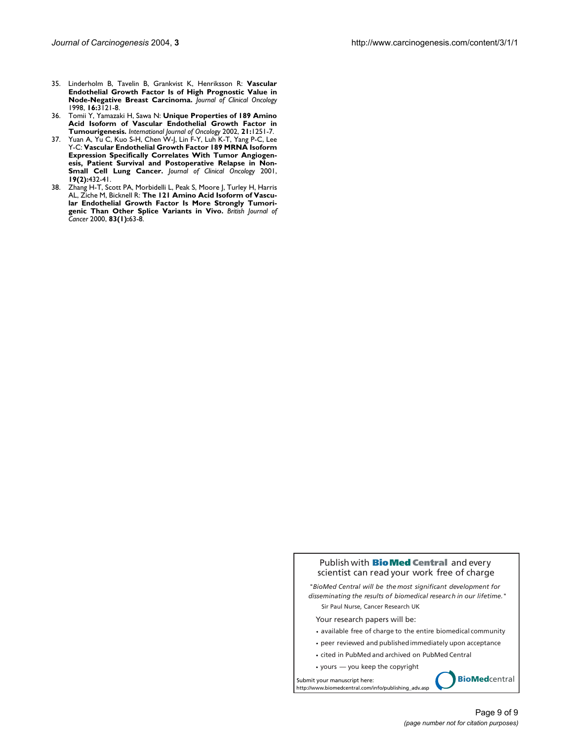35. Linderholm B, Tavelin B, Grankvist K, Henriksson R: **Vascular Endothelial Growth Factor Is of High Prognostic Value in Node-Negative Breast Carcinoma.** *Journal of Clinical Oncology* 1998, **16:**3121-8.
36. Tomii Y, Yamazaki H, Sawa N: **Unique Properties of 189 Amino Acid Isoform of Vascular Endothelial Growth Factor in Tumourigenesis.** *International Journal of Oncology* 2002, **21:**1251-7.
37. Yuan A, Yu C, Kuo S-H, Chen W-J, Lin F-Y, Luh K-T, Yang P-C, Lee Y-C: **Vascular Endothelial Growth Factor 189 MRNA Isoform Expression Specifically Correlates With Tumor Angiogenesis, Patient Survival and Postoperative Relapse in Non-Small Cell Lung Cancer.** *Journal of Clinical Oncology* 2001, **19(2):**432-41.
38. Zhang H-T, Scott PA, Morbidelli L, Peak S, Moore J, Turley H, Harris AL, Ziche M, Bicknell R: **The 121 Amino Acid Isoform of Vascular Endothelial Growth Factor Is More Strongly Tumorigenic Than Other Splice Variants in Vivo.** *British Journal of Cancer* 2000, **83(1):**63-8.

Publish with **BioMed Central** and every scientist can read your work free of charge

*"BioMed Central will be the most significant development for disseminating the results of biomedical research in our lifetime."*

Sir Paul Nurse, Cancer Research UK

Your research papers will be:

- available free of charge to the entire biomedical community
- peer reviewed and published immediately upon acceptance
- cited in PubMed and archived on PubMed Central
- yours — you keep the copyright

Submit your manuscript here:
http://www.biomedcentral.com/info/publishing_adv.asp

**BioMed**central